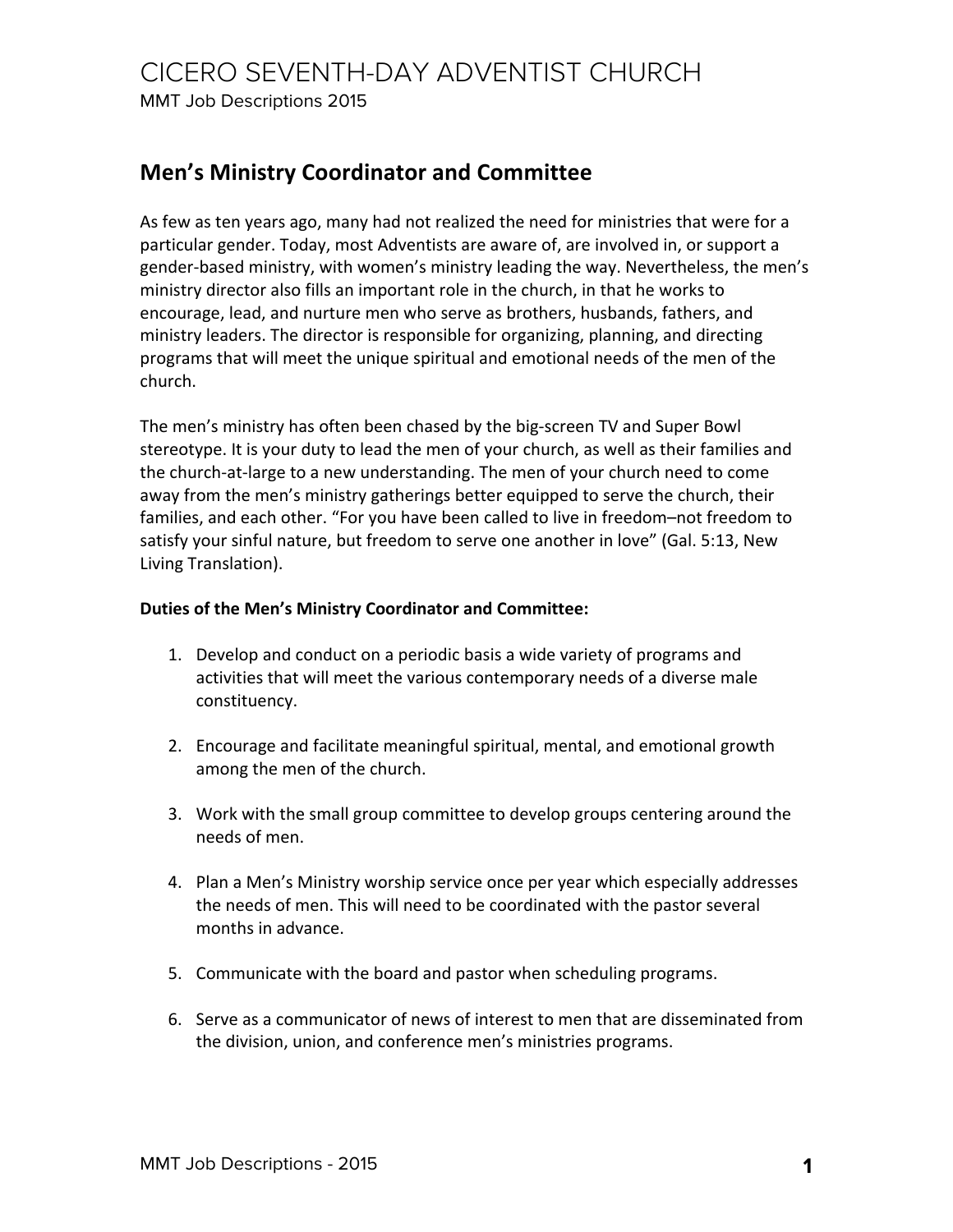# CICERO SEVENTH-DAY ADVENTIST CHURCH

MMT Job Descriptions 2015

## Men's Ministry Coordinator and Committee

As few as ten years ago, many had not realized the need for ministries that were for a particular gender. Today, most Adventists are aware of, are involved in, or support a gender-based ministry, with women's ministry leading the way. Nevertheless, the men's ministry director also fills an important role in the church, in that he works to encourage, lead, and nurture men who serve as brothers, husbands, fathers, and ministry leaders. The director is responsible for organizing, planning, and directing programs that will meet the unique spiritual and emotional needs of the men of the church.

The men's ministry has often been chased by the big-screen TV and Super Bowl stereotype. It is your duty to lead the men of your church, as well as their families and the church-at-large to a new understanding. The men of your church need to come away from the men's ministry gatherings better equipped to serve the church, their families, and each other. "For you have been called to live in freedom–not freedom to satisfy your sinful nature, but freedom to serve one another in love" (Gal. 5:13, New Living Translation).

**Duties of the Men's Ministry Coordinator and Committee:**

1. Develop and conduct on a periodic basis a wide variety of programs and activities that will meet the various contemporary needs of a diverse male constituency.

2. Encourage and facilitate meaningful spiritual, mental, and emotional growth among the men of the church.

3. Work with the small group committee to develop groups centering around the needs of men.

4. Plan a Men's Ministry worship service once per year which especially addresses the needs of men. This will need to be coordinated with the pastor several months in advance.

5. Communicate with the board and pastor when scheduling programs.

6. Serve as a communicator of news of interest to men that are disseminated from the division, union, and conference men's ministries programs.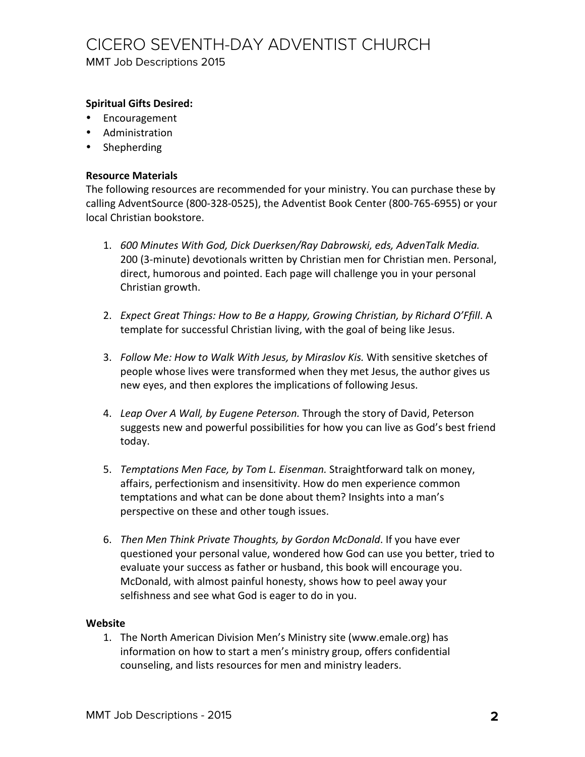**Spiritual Gifts Desired:**

- Encouragement
- Administration
- Shepherding

**Resource Materials**

The following resources are recommended for your ministry. You can purchase these by calling AdventSource (800-328-0525), the Adventist Book Center (800-765-6955) or your local Christian bookstore.

1. *600 Minutes With God, Dick Duerksen/Ray Dabrowski, eds, AdvenTalk Media.* 200 (3-minute) devotionals written by Christian men for Christian men. Personal, direct, humorous and pointed. Each page will challenge you in your personal Christian growth.

2. *Expect Great Things: How to Be a Happy, Growing Christian, by Richard O'Ffill*. A template for successful Christian living, with the goal of being like Jesus.

3. *Follow Me: How to Walk With Jesus, by Miraslov Kis.* With sensitive sketches of people whose lives were transformed when they met Jesus, the author gives us new eyes, and then explores the implications of following Jesus.

4. *Leap Over A Wall, by Eugene Peterson.* Through the story of David, Peterson suggests new and powerful possibilities for how you can live as God's best friend today.

5. *Temptations Men Face, by Tom L. Eisenman.* Straightforward talk on money, affairs, perfectionism and insensitivity. How do men experience common temptations and what can be done about them? Insights into a man's perspective on these and other tough issues.

6. *Then Men Think Private Thoughts, by Gordon McDonald*. If you have ever questioned your personal value, wondered how God can use you better, tried to evaluate your success as father or husband, this book will encourage you. McDonald, with almost painful honesty, shows how to peel away your selfishness and see what God is eager to do in you.

**Website**

1. The North American Division Men's Ministry site (www.emale.org) has information on how to start a men's ministry group, offers confidential counseling, and lists resources for men and ministry leaders.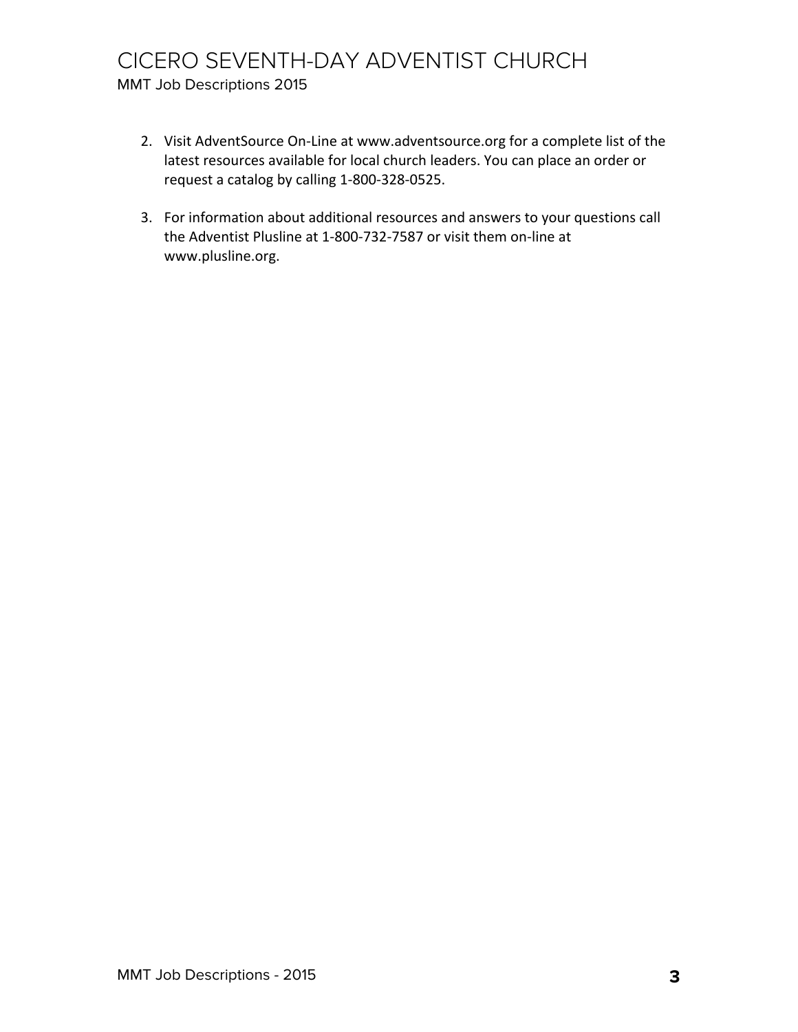2. Visit AdventSource On-Line at www.adventsource.org for a complete list of the latest resources available for local church leaders. You can place an order or request a catalog by calling 1-800-328-0525.

3. For information about additional resources and answers to your questions call the Adventist Plusline at 1-800-732-7587 or visit them on-line at www.plusline.org.